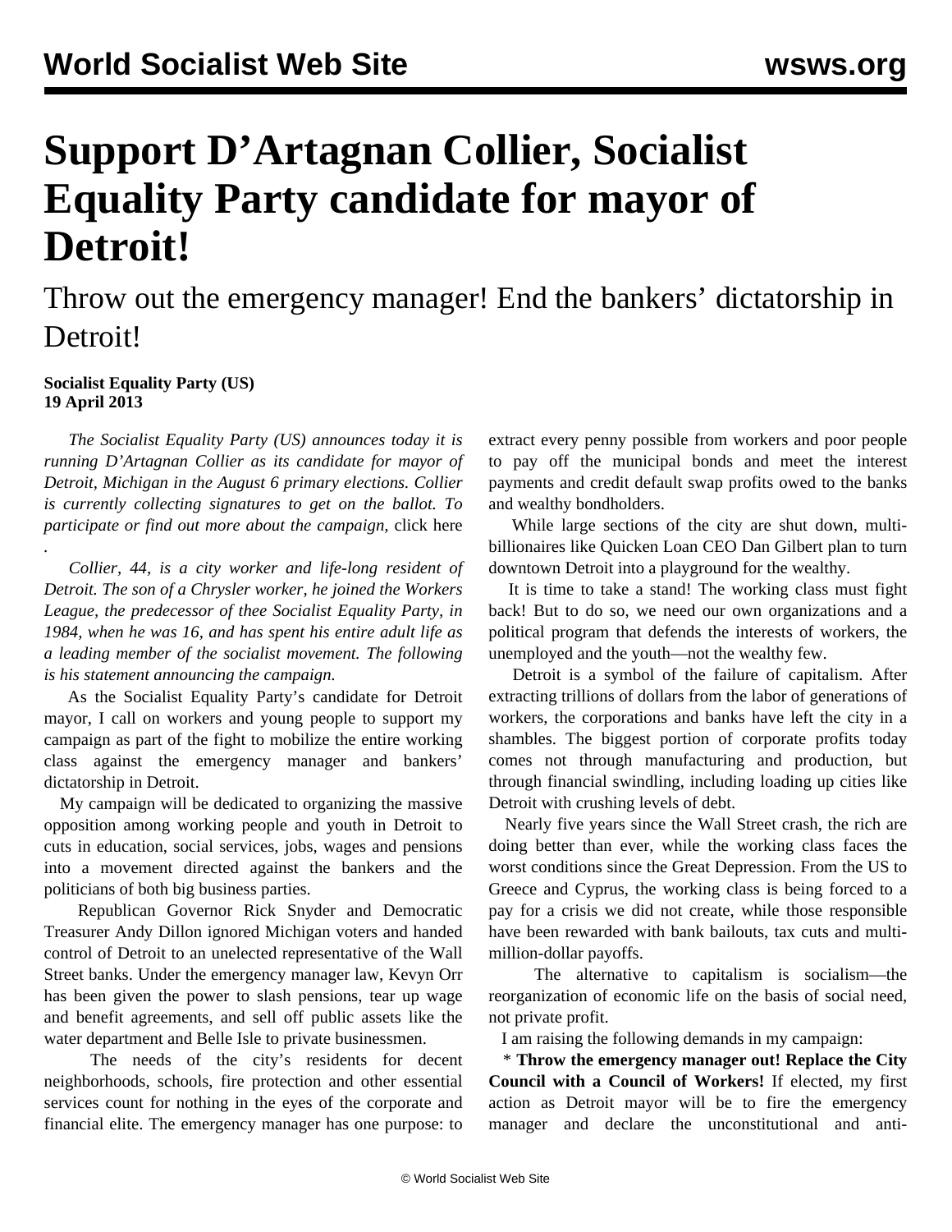# Support D'Artagnan Collier, Socialist Equality Party candidate for mayor of Detroit!

## Throw out the emergency manager! End the bankers' dictatorship in Detroit!

**Socialist Equality Party (US)**
**19 April 2013**

*The Socialist Equality Party (US) announces today it is running D'Artagnan Collier as its candidate for mayor of Detroit, Michigan in the August 6 primary elections. Collier is currently collecting signatures to get on the ballot. To participate or find out more about the campaign,* click here.

*Collier, 44, is a city worker and life-long resident of Detroit. The son of a Chrysler worker, he joined the Workers League, the predecessor of thee Socialist Equality Party, in 1984, when he was 16, and has spent his entire adult life as a leading member of the socialist movement. The following is his statement announcing the campaign.*

As the Socialist Equality Party's candidate for Detroit mayor, I call on workers and young people to support my campaign as part of the fight to mobilize the entire working class against the emergency manager and bankers' dictatorship in Detroit.

My campaign will be dedicated to organizing the massive opposition among working people and youth in Detroit to cuts in education, social services, jobs, wages and pensions into a movement directed against the bankers and the politicians of both big business parties.

Republican Governor Rick Snyder and Democratic Treasurer Andy Dillon ignored Michigan voters and handed control of Detroit to an unelected representative of the Wall Street banks. Under the emergency manager law, Kevyn Orr has been given the power to slash pensions, tear up wage and benefit agreements, and sell off public assets like the water department and Belle Isle to private businessmen.

The needs of the city's residents for decent neighborhoods, schools, fire protection and other essential services count for nothing in the eyes of the corporate and financial elite. The emergency manager has one purpose: to extract every penny possible from workers and poor people to pay off the municipal bonds and meet the interest payments and credit default swap profits owed to the banks and wealthy bondholders.

While large sections of the city are shut down, multi-billionaires like Quicken Loan CEO Dan Gilbert plan to turn downtown Detroit into a playground for the wealthy.

It is time to take a stand! The working class must fight back! But to do so, we need our own organizations and a political program that defends the interests of workers, the unemployed and the youth—not the wealthy few.

Detroit is a symbol of the failure of capitalism. After extracting trillions of dollars from the labor of generations of workers, the corporations and banks have left the city in a shambles. The biggest portion of corporate profits today comes not through manufacturing and production, but through financial swindling, including loading up cities like Detroit with crushing levels of debt.

Nearly five years since the Wall Street crash, the rich are doing better than ever, while the working class faces the worst conditions since the Great Depression. From the US to Greece and Cyprus, the working class is being forced to a pay for a crisis we did not create, while those responsible have been rewarded with bank bailouts, tax cuts and multi-million-dollar payoffs.

The alternative to capitalism is socialism—the reorganization of economic life on the basis of social need, not private profit.

I am raising the following demands in my campaign:

* **Throw the emergency manager out! Replace the City Council with a Council of Workers!** If elected, my first action as Detroit mayor will be to fire the emergency manager and declare the unconstitutional and anti-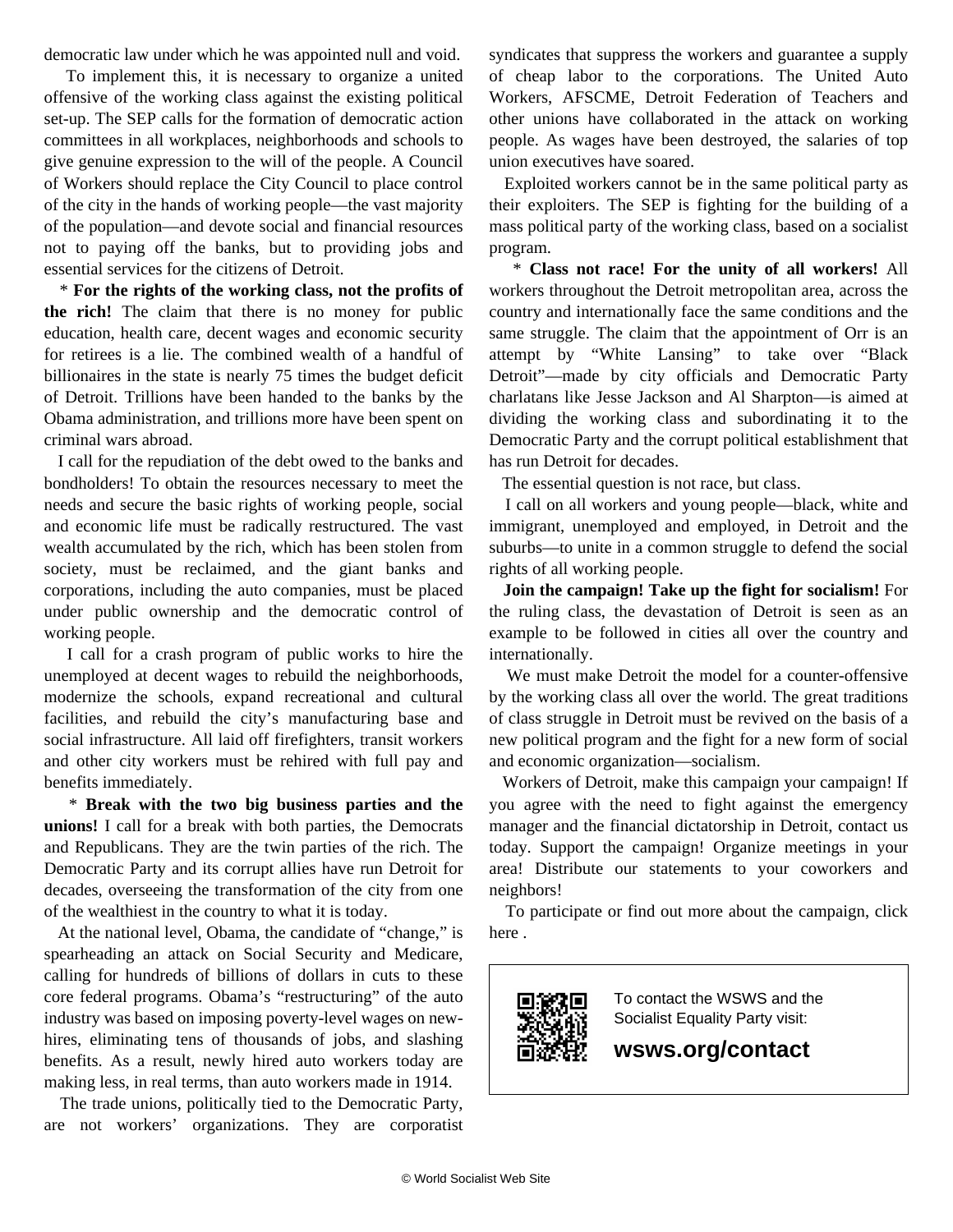democratic law under which he was appointed null and void.

To implement this, it is necessary to organize a united offensive of the working class against the existing political set-up. The SEP calls for the formation of democratic action committees in all workplaces, neighborhoods and schools to give genuine expression to the will of the people. A Council of Workers should replace the City Council to place control of the city in the hands of working people—the vast majority of the population—and devote social and financial resources not to paying off the banks, but to providing jobs and essential services for the citizens of Detroit.

* **For the rights of the working class, not the profits of the rich!** The claim that there is no money for public education, health care, decent wages and economic security for retirees is a lie. The combined wealth of a handful of billionaires in the state is nearly 75 times the budget deficit of Detroit. Trillions have been handed to the banks by the Obama administration, and trillions more have been spent on criminal wars abroad.

I call for the repudiation of the debt owed to the banks and bondholders! To obtain the resources necessary to meet the needs and secure the basic rights of working people, social and economic life must be radically restructured. The vast wealth accumulated by the rich, which has been stolen from society, must be reclaimed, and the giant banks and corporations, including the auto companies, must be placed under public ownership and the democratic control of working people.

I call for a crash program of public works to hire the unemployed at decent wages to rebuild the neighborhoods, modernize the schools, expand recreational and cultural facilities, and rebuild the city's manufacturing base and social infrastructure. All laid off firefighters, transit workers and other city workers must be rehired with full pay and benefits immediately.

* **Break with the two big business parties and the unions!** I call for a break with both parties, the Democrats and Republicans. They are the twin parties of the rich. The Democratic Party and its corrupt allies have run Detroit for decades, overseeing the transformation of the city from one of the wealthiest in the country to what it is today.

At the national level, Obama, the candidate of "change," is spearheading an attack on Social Security and Medicare, calling for hundreds of billions of dollars in cuts to these core federal programs. Obama's "restructuring" of the auto industry was based on imposing poverty-level wages on new-hires, eliminating tens of thousands of jobs, and slashing benefits. As a result, newly hired auto workers today are making less, in real terms, than auto workers made in 1914.

The trade unions, politically tied to the Democratic Party, are not workers' organizations. They are corporatist syndicates that suppress the workers and guarantee a supply of cheap labor to the corporations. The United Auto Workers, AFSCME, Detroit Federation of Teachers and other unions have collaborated in the attack on working people. As wages have been destroyed, the salaries of top union executives have soared.

Exploited workers cannot be in the same political party as their exploiters. The SEP is fighting for the building of a mass political party of the working class, based on a socialist program.

* **Class not race! For the unity of all workers!** All workers throughout the Detroit metropolitan area, across the country and internationally face the same conditions and the same struggle. The claim that the appointment of Orr is an attempt by "White Lansing" to take over "Black Detroit"—made by city officials and Democratic Party charlatans like Jesse Jackson and Al Sharpton—is aimed at dividing the working class and subordinating it to the Democratic Party and the corrupt political establishment that has run Detroit for decades.

The essential question is not race, but class.

I call on all workers and young people—black, white and immigrant, unemployed and employed, in Detroit and the suburbs—to unite in a common struggle to defend the social rights of all working people.

**Join the campaign! Take up the fight for socialism!** For the ruling class, the devastation of Detroit is seen as an example to be followed in cities all over the country and internationally.

We must make Detroit the model for a counter-offensive by the working class all over the world. The great traditions of class struggle in Detroit must be revived on the basis of a new political program and the fight for a new form of social and economic organization—socialism.

Workers of Detroit, make this campaign your campaign! If you agree with the need to fight against the emergency manager and the financial dictatorship in Detroit, contact us today. Support the campaign! Organize meetings in your area! Distribute our statements to your coworkers and neighbors!

To participate or find out more about the campaign, click here .

To contact the WSWS and the Socialist Equality Party visit:

**wsws.org/contact**